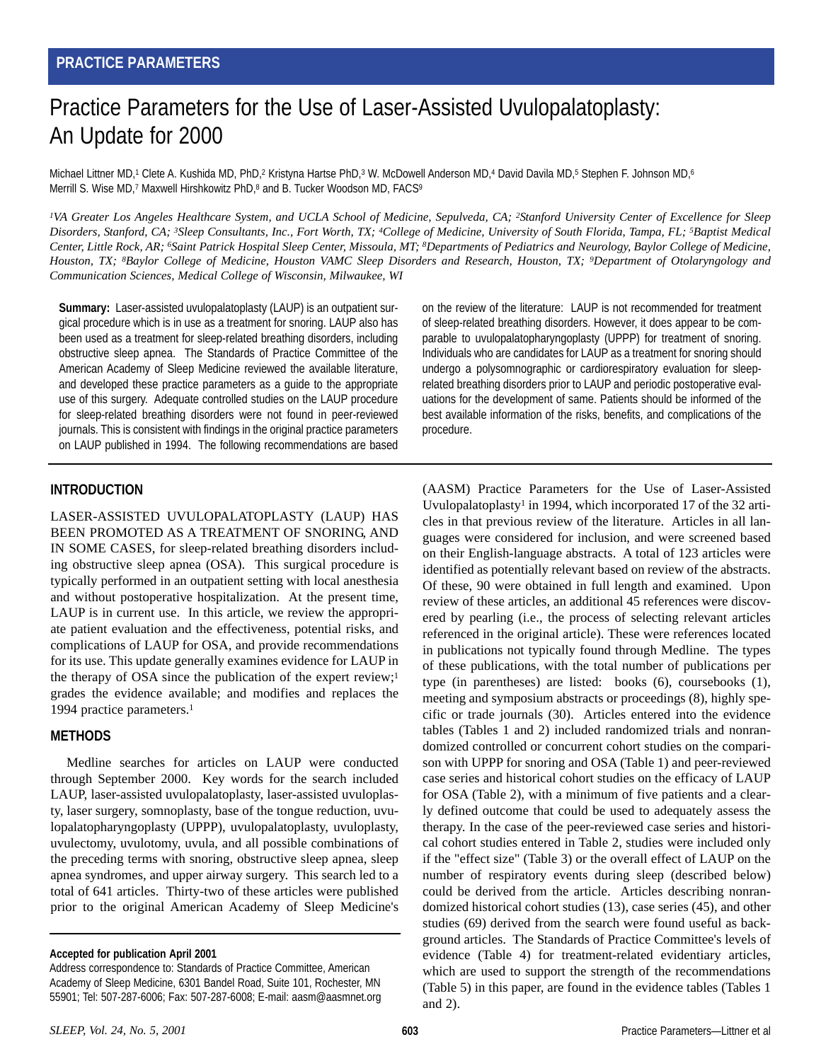**PRACTICE PARAMETERS**

# Practice Parameters for the Use of Laser-Assisted Uvulopalatoplasty: An Update for 2000

Michael Littner MD,[1] Clete A. Kushida MD, PhD,[2] Kristyna Hartse PhD,[3] W. McDowell Anderson MD,[4] David Davila MD,[5] Stephen F. Johnson MD,[6] Merrill S. Wise MD,[7] Maxwell Hirshkowitz PhD,[8] and B. Tucker Woodson MD, FACS[9]

*[1]VA Greater Los Angeles Healthcare System, and UCLA School of Medicine, Sepulveda, CA; [2]Stanford University Center of Excellence for Sleep Disorders, Stanford, CA; [3]Sleep Consultants, Inc., Fort Worth, TX; [4]College of Medicine, University of South Florida, Tampa, FL; [5]Baptist Medical Center, Little Rock, AR; [6]Saint Patrick Hospital Sleep Center, Missoula, MT; [8]Departments of Pediatrics and Neurology, Baylor College of Medicine, Houston, TX; [8]Baylor College of Medicine, Houston VAMC Sleep Disorders and Research, Houston, TX; [9]Department of Otolaryngology and Communication Sciences, Medical College of Wisconsin, Milwaukee, WI*

**Summary:** Laser-assisted uvulopalatoplasty (LAUP) is an outpatient surgical procedure which is in use as a treatment for snoring. LAUP also has been used as a treatment for sleep-related breathing disorders, including obstructive sleep apnea. The Standards of Practice Committee of the American Academy of Sleep Medicine reviewed the available literature, and developed these practice parameters as a guide to the appropriate use of this surgery. Adequate controlled studies on the LAUP procedure for sleep-related breathing disorders were not found in peer-reviewed journals. This is consistent with findings in the original practice parameters on LAUP published in 1994. The following recommendations are based on the review of the literature: LAUP is not recommended for treatment of sleep-related breathing disorders. However, it does appear to be comparable to uvulopalatopharyngoplasty (UPPP) for treatment of snoring. Individuals who are candidates for LAUP as a treatment for snoring should undergo a polysomnographic or cardiorespiratory evaluation for sleep-related breathing disorders prior to LAUP and periodic postoperative evaluations for the development of same. Patients should be informed of the best available information of the risks, benefits, and complications of the procedure.

## INTRODUCTION

LASER-ASSISTED UVULOPALATOPLASTY (LAUP) HAS BEEN PROMOTED AS A TREATMENT OF SNORING, AND IN SOME CASES, for sleep-related breathing disorders including obstructive sleep apnea (OSA). This surgical procedure is typically performed in an outpatient setting with local anesthesia and without postoperative hospitalization. At the present time, LAUP is in current use. In this article, we review the appropriate patient evaluation and the effectiveness, potential risks, and complications of LAUP for OSA, and provide recommendations for its use. This update generally examines evidence for LAUP in the therapy of OSA since the publication of the expert review;[1] grades the evidence available; and modifies and replaces the 1994 practice parameters.[1]

## METHODS

Medline searches for articles on LAUP were conducted through September 2000. Key words for the search included LAUP, laser-assisted uvulopalatoplasty, laser-assisted uvuloplasty, laser surgery, somnoplasty, base of the tongue reduction, uvulopalatopharyngoplasty (UPPP), uvulopalatoplasty, uvuloplasty, uvulectomy, uvulotomy, uvula, and all possible combinations of the preceding terms with snoring, obstructive sleep apnea, sleep apnea syndromes, and upper airway surgery. This search led to a total of 641 articles. Thirty-two of these articles were published prior to the original American Academy of Sleep Medicine's (AASM) Practice Parameters for the Use of Laser-Assisted Uvulopalatoplasty[1] in 1994, which incorporated 17 of the 32 articles in that previous review of the literature. Articles in all languages were considered for inclusion, and were screened based on their English-language abstracts. A total of 123 articles were identified as potentially relevant based on review of the abstracts. Of these, 90 were obtained in full length and examined. Upon review of these articles, an additional 45 references were discovered by pearling (i.e., the process of selecting relevant articles referenced in the original article). These were references located in publications not typically found through Medline. The types of these publications, with the total number of publications per type (in parentheses) are listed: books (6), coursebooks (1), meeting and symposium abstracts or proceedings (8), highly specific or trade journals (30). Articles entered into the evidence tables (Tables 1 and 2) included randomized trials and nonrandomized controlled or concurrent cohort studies on the comparison with UPPP for snoring and OSA (Table 1) and peer-reviewed case series and historical cohort studies on the efficacy of LAUP for OSA (Table 2), with a minimum of five patients and a clearly defined outcome that could be used to adequately assess the therapy. In the case of the peer-reviewed case series and historical cohort studies entered in Table 2, studies were included only if the "effect size" (Table 3) or the overall effect of LAUP on the number of respiratory events during sleep (described below) could be derived from the article. Articles describing nonrandomized historical cohort studies (13), case series (45), and other studies (69) derived from the search were found useful as background articles. The Standards of Practice Committee's levels of evidence (Table 4) for treatment-related evidentiary articles, which are used to support the strength of the recommendations (Table 5) in this paper, are found in the evidence tables (Tables 1 and 2).

**Accepted for publication April 2001**

Address correspondence to: Standards of Practice Committee, American Academy of Sleep Medicine, 6301 Bandel Road, Suite 101, Rochester, MN 55901; Tel: 507-287-6006; Fax: 507-287-6008; E-mail: aasm@aasmnet.org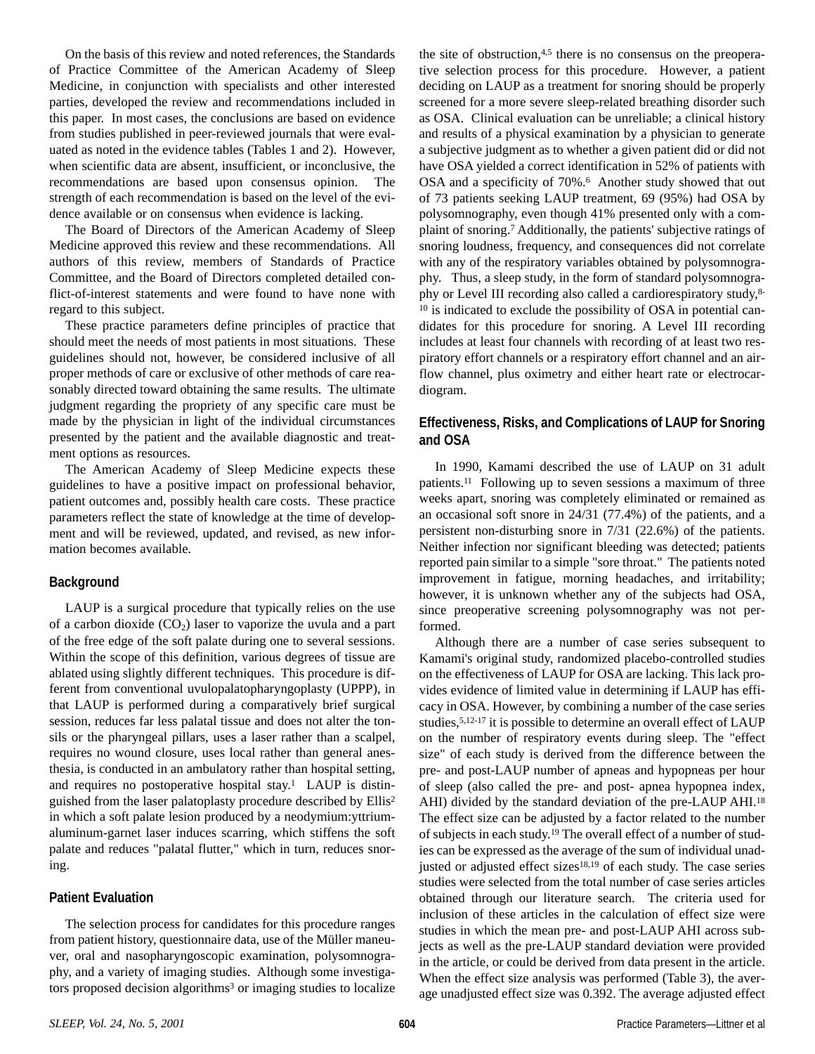On the basis of this review and noted references, the Standards of Practice Committee of the American Academy of Sleep Medicine, in conjunction with specialists and other interested parties, developed the review and recommendations included in this paper. In most cases, the conclusions are based on evidence from studies published in peer-reviewed journals that were evaluated as noted in the evidence tables (Tables 1 and 2). However, when scientific data are absent, insufficient, or inconclusive, the recommendations are based upon consensus opinion. The strength of each recommendation is based on the level of the evidence available or on consensus when evidence is lacking.

The Board of Directors of the American Academy of Sleep Medicine approved this review and these recommendations. All authors of this review, members of Standards of Practice Committee, and the Board of Directors completed detailed conflict-of-interest statements and were found to have none with regard to this subject.

These practice parameters define principles of practice that should meet the needs of most patients in most situations. These guidelines should not, however, be considered inclusive of all proper methods of care or exclusive of other methods of care reasonably directed toward obtaining the same results. The ultimate judgment regarding the propriety of any specific care must be made by the physician in light of the individual circumstances presented by the patient and the available diagnostic and treatment options as resources.

The American Academy of Sleep Medicine expects these guidelines to have a positive impact on professional behavior, patient outcomes and, possibly health care costs. These practice parameters reflect the state of knowledge at the time of development and will be reviewed, updated, and revised, as new information becomes available.

## Background

LAUP is a surgical procedure that typically relies on the use of a carbon dioxide ($CO_2$) laser to vaporize the uvula and a part of the free edge of the soft palate during one to several sessions. Within the scope of this definition, various degrees of tissue are ablated using slightly different techniques. This procedure is different from conventional uvulopalatopharyngoplasty (UPPP), in that LAUP is performed during a comparatively brief surgical session, reduces far less palatal tissue and does not alter the tonsils or the pharyngeal pillars, uses a laser rather than a scalpel, requires no wound closure, uses local rather than general anesthesia, is conducted in an ambulatory rather than hospital setting, and requires no postoperative hospital stay.[1] LAUP is distinguished from the laser palatoplasty procedure described by Ellis[2] in which a soft palate lesion produced by a neodymium:yttrium-aluminum-garnet laser induces scarring, which stiffens the soft palate and reduces "palatal flutter," which in turn, reduces snoring.

## Patient Evaluation

The selection process for candidates for this procedure ranges from patient history, questionnaire data, use of the Müller maneuver, oral and nasopharyngoscopic examination, polysomnography, and a variety of imaging studies. Although some investigators proposed decision algorithms[3] or imaging studies to localize the site of obstruction,[4,5] there is no consensus on the preoperative selection process for this procedure. However, a patient deciding on LAUP as a treatment for snoring should be properly screened for a more severe sleep-related breathing disorder such as OSA. Clinical evaluation can be unreliable; a clinical history and results of a physical examination by a physician to generate a subjective judgment as to whether a given patient did or did not have OSA yielded a correct identification in 52% of patients with OSA and a specificity of 70%.[6] Another study showed that out of 73 patients seeking LAUP treatment, 69 (95%) had OSA by polysomnography, even though 41% presented only with a complaint of snoring.[7] Additionally, the patients' subjective ratings of snoring loudness, frequency, and consequences did not correlate with any of the respiratory variables obtained by polysomnography. Thus, a sleep study, in the form of standard polysomnography or Level III recording also called a cardiorespiratory study,[8-10] is indicated to exclude the possibility of OSA in potential candidates for this procedure for snoring. A Level III recording includes at least four channels with recording of at least two respiratory effort channels or a respiratory effort channel and an airflow channel, plus oximetry and either heart rate or electrocardiogram.

## Effectiveness, Risks, and Complications of LAUP for Snoring and OSA

In 1990, Kamami described the use of LAUP on 31 adult patients.[11] Following up to seven sessions a maximum of three weeks apart, snoring was completely eliminated or remained as an occasional soft snore in 24/31 (77.4%) of the patients, and a persistent non-disturbing snore in 7/31 (22.6%) of the patients. Neither infection nor significant bleeding was detected; patients reported pain similar to a simple "sore throat." The patients noted improvement in fatigue, morning headaches, and irritability; however, it is unknown whether any of the subjects had OSA, since preoperative screening polysomnography was not performed.

Although there are a number of case series subsequent to Kamami's original study, randomized placebo-controlled studies on the effectiveness of LAUP for OSA are lacking. This lack provides evidence of limited value in determining if LAUP has efficacy in OSA. However, by combining a number of the case series studies,[5,12-17] it is possible to determine an overall effect of LAUP on the number of respiratory events during sleep. The "effect size" of each study is derived from the difference between the pre- and post-LAUP number of apneas and hypopneas per hour of sleep (also called the pre- and post- apnea hypopnea index, AHI) divided by the standard deviation of the pre-LAUP AHI.[18] The effect size can be adjusted by a factor related to the number of subjects in each study.[19] The overall effect of a number of studies can be expressed as the average of the sum of individual unadjusted or adjusted effect sizes[18,19] of each study. The case series studies were selected from the total number of case series articles obtained through our literature search. The criteria used for inclusion of these articles in the calculation of effect size were studies in which the mean pre- and post-LAUP AHI across subjects as well as the pre-LAUP standard deviation were provided in the article, or could be derived from data present in the article. When the effect size analysis was performed (Table 3), the average unadjusted effect size was 0.392. The average adjusted effect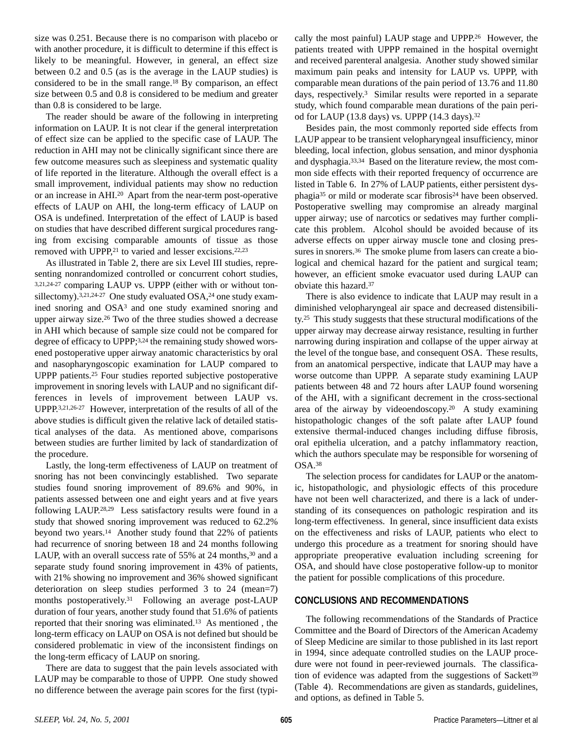size was 0.251. Because there is no comparison with placebo or with another procedure, it is difficult to determine if this effect is likely to be meaningful. However, in general, an effect size between 0.2 and 0.5 (as is the average in the LAUP studies) is considered to be in the small range.[18] By comparison, an effect size between 0.5 and 0.8 is considered to be medium and greater than 0.8 is considered to be large.

The reader should be aware of the following in interpreting information on LAUP. It is not clear if the general interpretation of effect size can be applied to the specific case of LAUP. The reduction in AHI may not be clinically significant since there are few outcome measures such as sleepiness and systematic quality of life reported in the literature. Although the overall effect is a small improvement, individual patients may show no reduction or an increase in AHI.[20] Apart from the near-term post-operative effects of LAUP on AHI, the long-term efficacy of LAUP on OSA is undefined. Interpretation of the effect of LAUP is based on studies that have described different surgical procedures ranging from excising comparable amounts of tissue as those removed with UPPP,[21] to varied and lesser excisions.[22,23]

As illustrated in Table 2, there are six Level III studies, representing nonrandomized controlled or concurrent cohort studies,[3,21,24-27] comparing LAUP vs. UPPP (either with or without tonsillectomy).[3,21,24-27] One study evaluated OSA,[24] one study examined snoring and OSA[3] and one study examined snoring and upper airway size.[26] Two of the three studies showed a decrease in AHI which because of sample size could not be compared for degree of efficacy to UPPP;[3,24] the remaining study showed worsened postoperative upper airway anatomic characteristics by oral and nasopharyngoscopic examination for LAUP compared to UPPP patients.[25] Four studies reported subjective postoperative improvement in snoring levels with LAUP and no significant differences in levels of improvement between LAUP vs. UPPP.[3,21,26-27] However, interpretation of the results of all of the above studies is difficult given the relative lack of detailed statistical analyses of the data. As mentioned above, comparisons between studies are further limited by lack of standardization of the procedure.

Lastly, the long-term effectiveness of LAUP on treatment of snoring has not been convincingly established. Two separate studies found snoring improvement of 89.6% and 90%, in patients assessed between one and eight years and at five years following LAUP.[28,29] Less satisfactory results were found in a study that showed snoring improvement was reduced to 62.2% beyond two years.[14] Another study found that 22% of patients had recurrence of snoring between 18 and 24 months following LAUP, with an overall success rate of 55% at 24 months,[30] and a separate study found snoring improvement in 43% of patients, with 21% showing no improvement and 36% showed significant deterioration on sleep studies performed 3 to 24 (mean=7) months postoperatively.[31] Following an average post-LAUP duration of four years, another study found that 51.6% of patients reported that their snoring was eliminated.[13] As mentioned , the long-term efficacy on LAUP on OSA is not defined but should be considered problematic in view of the inconsistent findings on the long-term efficacy of LAUP on snoring.

There are data to suggest that the pain levels associated with LAUP may be comparable to those of UPPP. One study showed no difference between the average pain scores for the first (typically the most painful) LAUP stage and UPPP.[26] However, the patients treated with UPPP remained in the hospital overnight and received parenteral analgesia. Another study showed similar maximum pain peaks and intensity for LAUP vs. UPPP, with comparable mean durations of the pain period of 13.76 and 11.80 days, respectively.[3] Similar results were reported in a separate study, which found comparable mean durations of the pain period for LAUP (13.8 days) vs. UPPP (14.3 days).[32]

Besides pain, the most commonly reported side effects from LAUP appear to be transient velopharyngeal insufficiency, minor bleeding, local infection, globus sensation, and minor dysphonia and dysphagia.[33,34] Based on the literature review, the most common side effects with their reported frequency of occurrence are listed in Table 6. In 27% of LAUP patients, either persistent dysphagia[35] or mild or moderate scar fibrosis[24] have been observed. Postoperative swelling may compromise an already marginal upper airway; use of narcotics or sedatives may further complicate this problem. Alcohol should be avoided because of its adverse effects on upper airway muscle tone and closing pressures in snorers.[36] The smoke plume from lasers can create a biological and chemical hazard for the patient and surgical team; however, an efficient smoke evacuator used during LAUP can obviate this hazard.[37]

There is also evidence to indicate that LAUP may result in a diminished velopharyngeal air space and decreased distensibility.[25] This study suggests that these structural modifications of the upper airway may decrease airway resistance, resulting in further narrowing during inspiration and collapse of the upper airway at the level of the tongue base, and consequent OSA. These results, from an anatomical perspective, indicate that LAUP may have a worse outcome than UPPP. A separate study examining LAUP patients between 48 and 72 hours after LAUP found worsening of the AHI, with a significant decrement in the cross-sectional area of the airway by videoendoscopy.[20] A study examining histopathologic changes of the soft palate after LAUP found extensive thermal-induced changes including diffuse fibrosis, oral epithelia ulceration, and a patchy inflammatory reaction, which the authors speculate may be responsible for worsening of OSA.[38]

The selection process for candidates for LAUP or the anatomic, histopathologic, and physiologic effects of this procedure have not been well characterized, and there is a lack of understanding of its consequences on pathologic respiration and its long-term effectiveness. In general, since insufficient data exists on the effectiveness and risks of LAUP, patients who elect to undergo this procedure as a treatment for snoring should have appropriate preoperative evaluation including screening for OSA, and should have close postoperative follow-up to monitor the patient for possible complications of this procedure.

## CONCLUSIONS AND RECOMMENDATIONS

The following recommendations of the Standards of Practice Committee and the Board of Directors of the American Academy of Sleep Medicine are similar to those published in its last report in 1994, since adequate controlled studies on the LAUP procedure were not found in peer-reviewed journals. The classification of evidence was adapted from the suggestions of Sackett[39] (Table 4). Recommendations are given as standards, guidelines, and options, as defined in Table 5.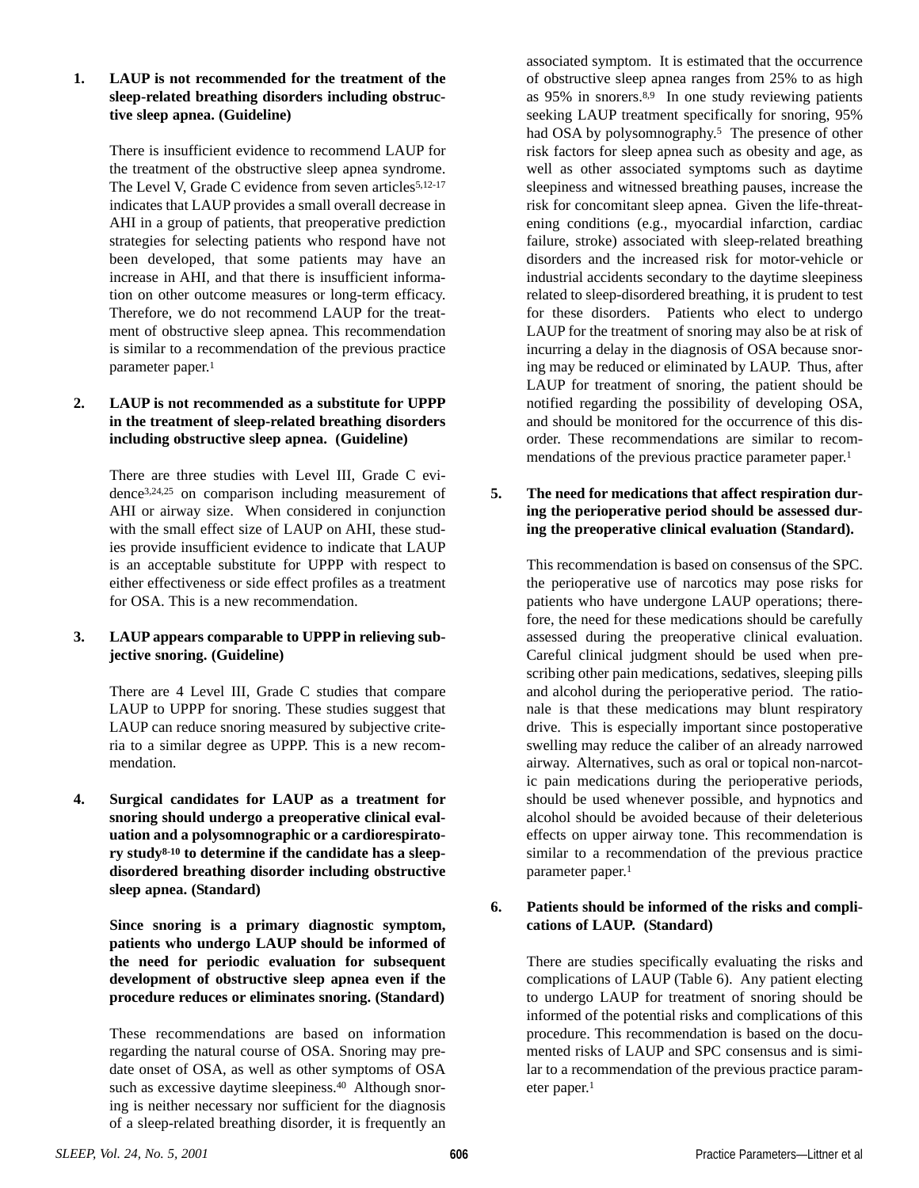1. **LAUP is not recommended for the treatment of the sleep-related breathing disorders including obstructive sleep apnea. (Guideline)**

   There is insufficient evidence to recommend LAUP for the treatment of the obstructive sleep apnea syndrome. The Level V, Grade C evidence from seven articles[5,12-17] indicates that LAUP provides a small overall decrease in AHI in a group of patients, that preoperative prediction strategies for selecting patients who respond have not been developed, that some patients may have an increase in AHI, and that there is insufficient information on other outcome measures or long-term efficacy. Therefore, we do not recommend LAUP for the treatment of obstructive sleep apnea. This recommendation is similar to a recommendation of the previous practice parameter paper.[1]

2. **LAUP is not recommended as a substitute for UPPP in the treatment of sleep-related breathing disorders including obstructive sleep apnea. (Guideline)**

   There are three studies with Level III, Grade C evidence[3,24,25] on comparison including measurement of AHI or airway size. When considered in conjunction with the small effect size of LAUP on AHI, these studies provide insufficient evidence to indicate that LAUP is an acceptable substitute for UPPP with respect to either effectiveness or side effect profiles as a treatment for OSA. This is a new recommendation.

3. **LAUP appears comparable to UPPP in relieving subjective snoring. (Guideline)**

   There are 4 Level III, Grade C studies that compare LAUP to UPPP for snoring. These studies suggest that LAUP can reduce snoring measured by subjective criteria to a similar degree as UPPP. This is a new recommendation.

4. **Surgical candidates for LAUP as a treatment for snoring should undergo a preoperative clinical evaluation and a polysomnographic or a cardiorespiratory study[8-10] to determine if the candidate has a sleep-disordered breathing disorder including obstructive sleep apnea. (Standard)**

   **Since snoring is a primary diagnostic symptom, patients who undergo LAUP should be informed of the need for periodic evaluation for subsequent development of obstructive sleep apnea even if the procedure reduces or eliminates snoring. (Standard)**

   These recommendations are based on information regarding the natural course of OSA. Snoring may predate onset of OSA, as well as other symptoms of OSA such as excessive daytime sleepiness.[40] Although snoring is neither necessary nor sufficient for the diagnosis of a sleep-related breathing disorder, it is frequently an associated symptom. It is estimated that the occurrence of obstructive sleep apnea ranges from 25% to as high as 95% in snorers.[8,9] In one study reviewing patients seeking LAUP treatment specifically for snoring, 95% had OSA by polysomnography.[5] The presence of other risk factors for sleep apnea such as obesity and age, as well as other associated symptoms such as daytime sleepiness and witnessed breathing pauses, increase the risk for concomitant sleep apnea. Given the life-threatening conditions (e.g., myocardial infarction, cardiac failure, stroke) associated with sleep-related breathing disorders and the increased risk for motor-vehicle or industrial accidents secondary to the daytime sleepiness related to sleep-disordered breathing, it is prudent to test for these disorders. Patients who elect to undergo LAUP for the treatment of snoring may also be at risk of incurring a delay in the diagnosis of OSA because snoring may be reduced or eliminated by LAUP. Thus, after LAUP for treatment of snoring, the patient should be notified regarding the possibility of developing OSA, and should be monitored for the occurrence of this disorder. These recommendations are similar to recommendations of the previous practice parameter paper.[1]

5. **The need for medications that affect respiration during the perioperative period should be assessed during the preoperative clinical evaluation (Standard).**

   This recommendation is based on consensus of the SPC. the perioperative use of narcotics may pose risks for patients who have undergone LAUP operations; therefore, the need for these medications should be carefully assessed during the preoperative clinical evaluation. Careful clinical judgment should be used when prescribing other pain medications, sedatives, sleeping pills and alcohol during the perioperative period. The rationale is that these medications may blunt respiratory drive. This is especially important since postoperative swelling may reduce the caliber of an already narrowed airway. Alternatives, such as oral or topical non-narcotic pain medications during the perioperative periods, should be used whenever possible, and hypnotics and alcohol should be avoided because of their deleterious effects on upper airway tone. This recommendation is similar to a recommendation of the previous practice parameter paper.[1]

6. **Patients should be informed of the risks and complications of LAUP. (Standard)**

   There are studies specifically evaluating the risks and complications of LAUP (Table 6). Any patient electing to undergo LAUP for treatment of snoring should be informed of the potential risks and complications of this procedure. This recommendation is based on the documented risks of LAUP and SPC consensus and is similar to a recommendation of the previous practice parameter paper.[1]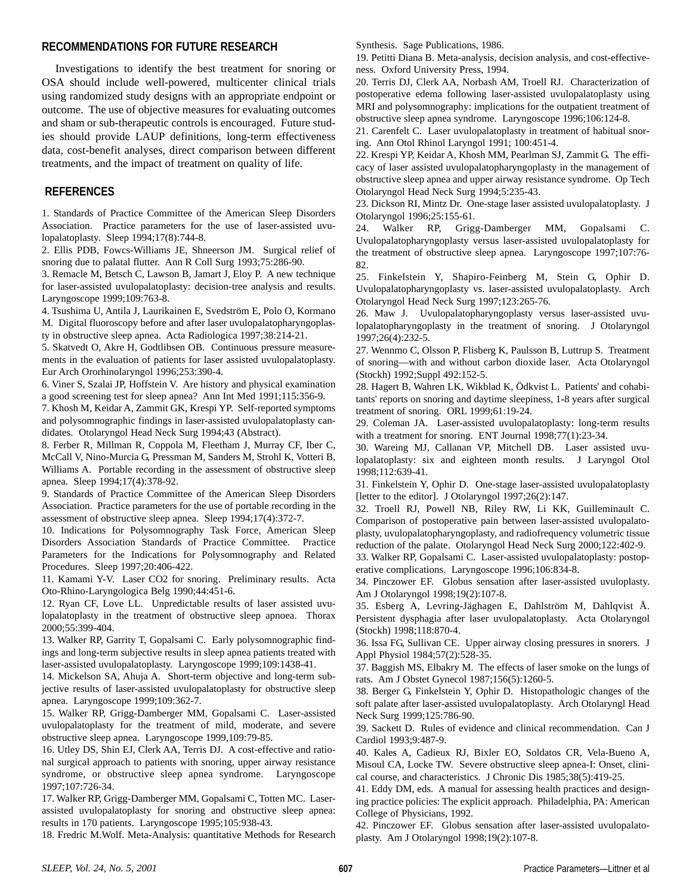## RECOMMENDATIONS FOR FUTURE RESEARCH

Investigations to identify the best treatment for snoring or OSA should include well-powered, multicenter clinical trials using randomized study designs with an appropriate endpoint or outcome. The use of objective measures for evaluating outcomes and sham or sub-therapeutic controls is encouraged. Future studies should provide LAUP definitions, long-term effectiveness data, cost-benefit analyses, direct comparison between different treatments, and the impact of treatment on quality of life.

## REFERENCES

1. Standards of Practice Committee of the American Sleep Disorders Association. Practice parameters for the use of laser-assisted uvulopalatoplasty. Sleep 1994;17(8):744-8.
2. Ellis PDB, Fowcs-Williams JE, Shneerson JM. Surgical relief of snoring due to palatal flutter. Ann R Coll Surg 1993;75:286-90.
3. Remacle M, Betsch C, Lawson B, Jamart J, Eloy P. A new technique for laser-assisted uvulopalatoplasty: decision-tree analysis and results. Laryngoscope 1999;109:763-8.
4. Tsushima U, Antila J, Laurikainen E, Svedström E, Polo O, Kormano M. Digital fluoroscopy before and after laser uvulopalatopharyngoplasty in obstructive sleep apnea. Acta Radiologica 1997;38:214-21.
5. Skatvedt O, Akre H, Godtlibsen OB. Continuous pressure measurements in the evaluation of patients for laser assisted uvulopalatoplasty. Eur Arch Ororhinolaryngol 1996;253:390-4.
6. Viner S, Szalai JP, Hoffstein V. Are history and physical examination a good screening test for sleep apnea? Ann Int Med 1991;115:356-9.
7. Khosh M, Keidar A, Zammit GK, Krespi YP. Self-reported symptoms and polysomnographic findings in laser-assisted uvulopalatoplasty candidates. Otolaryngol Head Neck Surg 1994;43 (Abstract).
8. Ferber R, Millman R, Coppola M, Fleetham J, Murray CF, Iber C, McCall V, Nino-Murcia G, Pressman M, Sanders M, Strohl K, Votteri B, Williams A. Portable recording in the assessment of obstructive sleep apnea. Sleep 1994;17(4):378-92.
9. Standards of Practice Committee of the American Sleep Disorders Association. Practice parameters for the use of portable recording in the assessment of obstructive sleep apnea. Sleep 1994;17(4):372-7.
10. Indications for Polysomnography Task Force, American Sleep Disorders Association Standards of Practice Committee. Practice Parameters for the Indications for Polysomnography and Related Procedures. Sleep 1997;20:406-422.
11. Kamami Y-V. Laser CO2 for snoring. Preliminary results. Acta Oto-Rhino-Laryngologica Belg 1990;44:451-6.
12. Ryan CF, Love LL. Unpredictable results of laser assisted uvulopalatoplasty in the treatment of obstructive sleep apnoea. Thorax 2000;55:399-404.
13. Walker RP, Garrity T, Gopalsami C. Early polysomnographic findings and long-term subjective results in sleep apnea patients treated with laser-assisted uvulopalatoplasty. Laryngoscope 1999;109:1438-41.
14. Mickelson SA, Ahuja A. Short-term objective and long-term subjective results of laser-assisted uvulopalatoplasty for obstructive sleep apnea. Laryngoscope 1999;109:362-7.
15. Walker RP, Grigg-Damberger MM, Gopalsami C. Laser-assisted uvulopalatoplasty for the treatment of mild, moderate, and severe obstructive sleep apnea. Laryngoscope 1999,109:79-85.
16. Utley DS, Shin EJ, Clerk AA, Terris DJ. A cost-effective and rational surgical approach to patients with snoring, upper airway resistance syndrome, or obstructive sleep apnea syndrome. Laryngoscope 1997;107:726-34.
17. Walker RP, Grigg-Damberger MM, Gopalsami C, Totten MC. Laser-assisted uvulopalatoplasty for snoring and obstructive sleep apnea: results in 170 patients. Laryngoscope 1995;105:938-43.
18. Fredric M.Wolf. Meta-Analysis: quantitative Methods for Research Synthesis. Sage Publications, 1986.
19. Petitti Diana B. Meta-analysis, decision analysis, and cost-effectiveness. Oxford University Press, 1994.
20. Terris DJ, Clerk AA, Norbash AM, Troell RJ. Characterization of postoperative edema following laser-assisted uvulopalatoplasty using MRI and polysomnography: implications for the outpatient treatment of obstructive sleep apnea syndrome. Laryngoscope 1996;106:124-8.
21. Carenfelt C. Laser uvulopalatoplasty in treatment of habitual snoring. Ann Otol Rhinol Laryngol 1991; 100:451-4.
22. Krespi YP, Keidar A, Khosh MM, Pearlman SJ, Zammit G. The efficacy of laser assisted uvulopalatopharyngoplasty in the management of obstructive sleep apnea and upper airway resistance syndrome. Op Tech Otolaryngol Head Neck Surg 1994;5:235-43.
23. Dickson RI, Mintz Dr. One-stage laser assisted uvulopalatoplasty. J Otolaryngol 1996;25:155-61.
24. Walker RP, Grigg-Damberger MM, Gopalsami C. Uvulopalatopharyngoplasty versus laser-assisted uvulopalatoplasty for the treatment of obstructive sleep apnea. Laryngoscope 1997;107:76-82.
25. Finkelstein Y, Shapiro-Feinberg M, Stein G, Ophir D. Uvulopalatopharyngoplasty vs. laser-assisted uvulopalatoplasty. Arch Otolaryngol Head Neck Surg 1997;123:265-76.
26. Maw J. Uvulopalatopharyngoplasty versus laser-assisted uvulopalatopharyngoplasty in the treatment of snoring. J Otolaryngol 1997;26(4):232-5.
27. Wennmo C, Olsson P, Flisberg K, Paulsson B, Luttrup S. Treatment of snoring—with and without carbon dioxide laser. Acta Otolaryngol (Stockh) 1992;Suppl 492:152-5.
28. Hagert B, Wahren LK, Wikblad K, Ödkvist L. Patients' and cohabitants' reports on snoring and daytime sleepiness, 1-8 years after surgical treatment of snoring. ORL 1999;61:19-24.
29. Coleman JA. Laser-assisted uvulopalatoplasty: long-term results with a treatment for snoring. ENT Journal 1998;77(1):23-34.
30. Wareing MJ, Callanan VP, Mitchell DB. Laser assisted uvulopalatoplasty: six and eighteen month results. J Laryngol Otol 1998;112:639-41.
31. Finkelstein Y, Ophir D. One-stage laser-assisted uvulopalatoplasty [letter to the editor]. J Otolaryngol 1997;26(2):147.
32. Troell RJ, Powell NB, Riley RW, Li KK, Guilleminault C. Comparison of postoperative pain between laser-assisted uvulopalatoplasty, uvulopalatopharyngoplasty, and radiofrequency volumetric tissue reduction of the palate. Otolaryngol Head Neck Surg 2000;122:402-9.
33. Walker RP, Gopalsami C. Laser-assisted uvulopalatoplasty: postoperative complications. Laryngoscope 1996;106:834-8.
34. Pinczower EF. Globus sensation after laser-assisted uvuloplasty. Am J Otolaryngol 1998;19(2):107-8.
35. Esberg A, Levring-Jäghagen E, Dahlström M, Dahlqvist Å. Persistent dysphagia after laser uvulopalatoplasty. Acta Otolaryngol (Stockh) 1998;118:870-4.
36. Issa FG, Sullivan CE. Upper airway closing pressures in snorers. J Appl Physiol 1984;57(2):528-35.
37. Baggish MS, Elbakry M. The effects of laser smoke on the lungs of rats. Am J Obstet Gynecol 1987;156(5):1260-5.
38. Berger G, Finkelstein Y, Ophir D. Histopathologic changes of the soft palate after laser-assisted uvulopalatoplasty. Arch Otolaryngl Head Neck Surg 1999;125:786-90.
39. Sackett D. Rules of evidence and clinical recommendation. Can J Cardiol 1993;9:487-9.
40. Kales A, Cadieux RJ, Bixler EO, Soldatos CR, Vela-Bueno A, Misoul CA, Locke TW. Severe obstructive sleep apnea-I: Onset, clinical course, and characteristics. J Chronic Dis 1985;38(5):419-25.
41. Eddy DM, eds. A manual for assessing health practices and designing practice policies: The explicit approach. Philadelphia, PA: American College of Physicians, 1992.
42. Pinczower EF. Globus sensation after laser-assisted uvulopalatoplasty. Am J Otolaryngol 1998;19(2):107-8.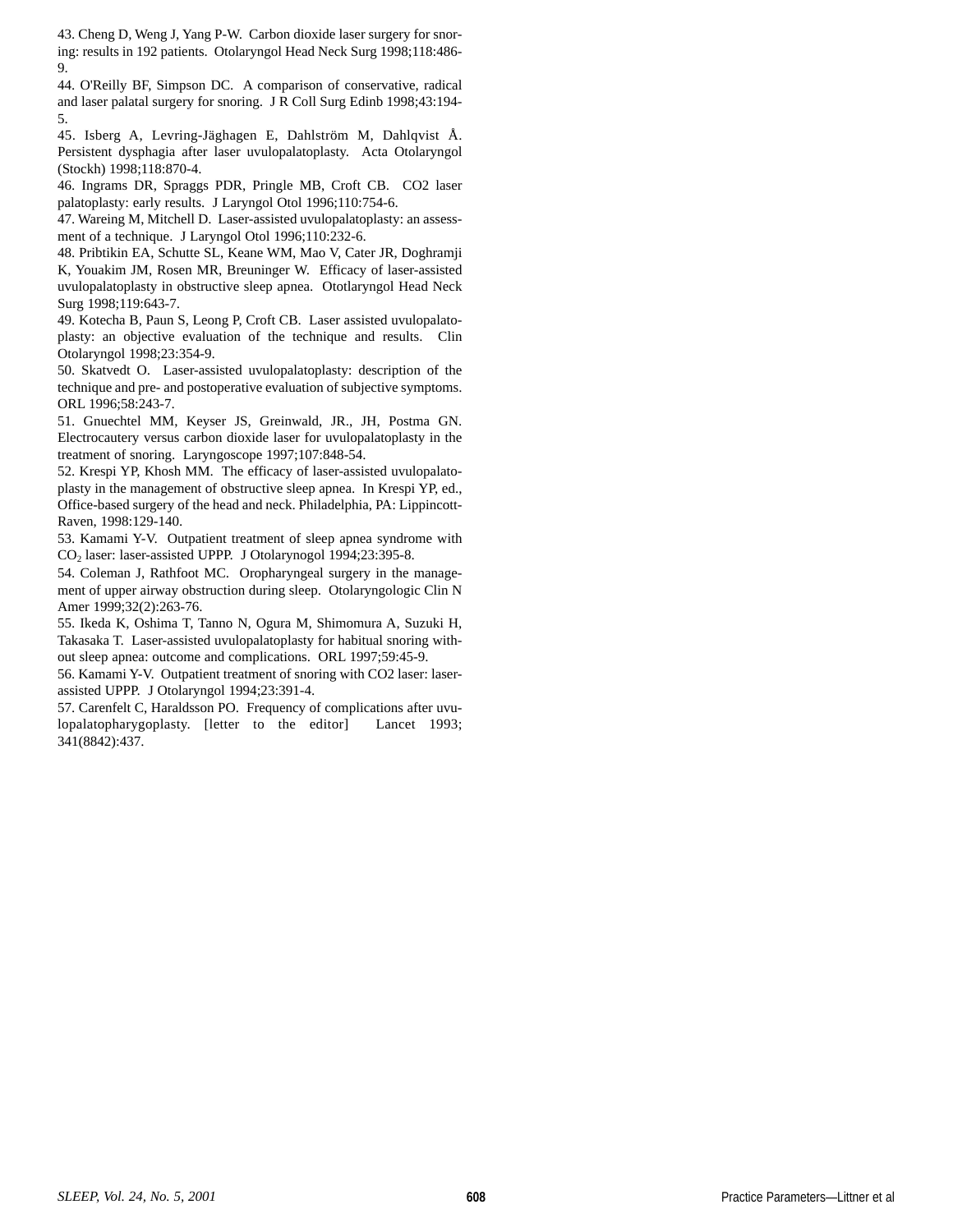43. Cheng D, Weng J, Yang P-W. Carbon dioxide laser surgery for snoring: results in 192 patients. Otolaryngol Head Neck Surg 1998;118:486-9.

44. O'Reilly BF, Simpson DC. A comparison of conservative, radical and laser palatal surgery for snoring. J R Coll Surg Edinb 1998;43:194-5.

45. Isberg A, Levring-Jäghagen E, Dahlström M, Dahlqvist Å. Persistent dysphagia after laser uvulopalatoplasty. Acta Otolaryngol (Stockh) 1998;118:870-4.

46. Ingrams DR, Spraggs PDR, Pringle MB, Croft CB. CO2 laser palatoplasty: early results. J Laryngol Otol 1996;110:754-6.

47. Wareing M, Mitchell D. Laser-assisted uvulopalatoplasty: an assessment of a technique. J Laryngol Otol 1996;110:232-6.

48. Pribtikin EA, Schutte SL, Keane WM, Mao V, Cater JR, Doghramji K, Youakim JM, Rosen MR, Breuninger W. Efficacy of laser-assisted uvulopalatoplasty in obstructive sleep apnea. Ototlaryngol Head Neck Surg 1998;119:643-7.

49. Kotecha B, Paun S, Leong P, Croft CB. Laser assisted uvulopalatoplasty: an objective evaluation of the technique and results. Clin Otolaryngol 1998;23:354-9.

50. Skatvedt O. Laser-assisted uvulopalatoplasty: description of the technique and pre- and postoperative evaluation of subjective symptoms. ORL 1996;58:243-7.

51. Gnuechtel MM, Keyser JS, Greinwald, JR., JH, Postma GN. Electrocautery versus carbon dioxide laser for uvulopalatoplasty in the treatment of snoring. Laryngoscope 1997;107:848-54.

52. Krespi YP, Khosh MM. The efficacy of laser-assisted uvulopalatoplasty in the management of obstructive sleep apnea. In Krespi YP, ed., Office-based surgery of the head and neck. Philadelphia, PA: Lippincott-Raven, 1998:129-140.

53. Kamami Y-V. Outpatient treatment of sleep apnea syndrome with $CO_2$ laser: laser-assisted UPPP. J Otolarynogol 1994;23:395-8.

54. Coleman J, Rathfoot MC. Oropharyngeal surgery in the management of upper airway obstruction during sleep. Otolaryngologic Clin N Amer 1999;32(2):263-76.

55. Ikeda K, Oshima T, Tanno N, Ogura M, Shimomura A, Suzuki H, Takasaka T. Laser-assisted uvulopalatoplasty for habitual snoring without sleep apnea: outcome and complications. ORL 1997;59:45-9.

56. Kamami Y-V. Outpatient treatment of snoring with CO2 laser: laser-assisted UPPP. J Otolaryngol 1994;23:391-4.

57. Carenfelt C, Haraldsson PO. Frequency of complications after uvulopalatopharygoplasty. [letter to the editor] Lancet 1993; 341(8842):437.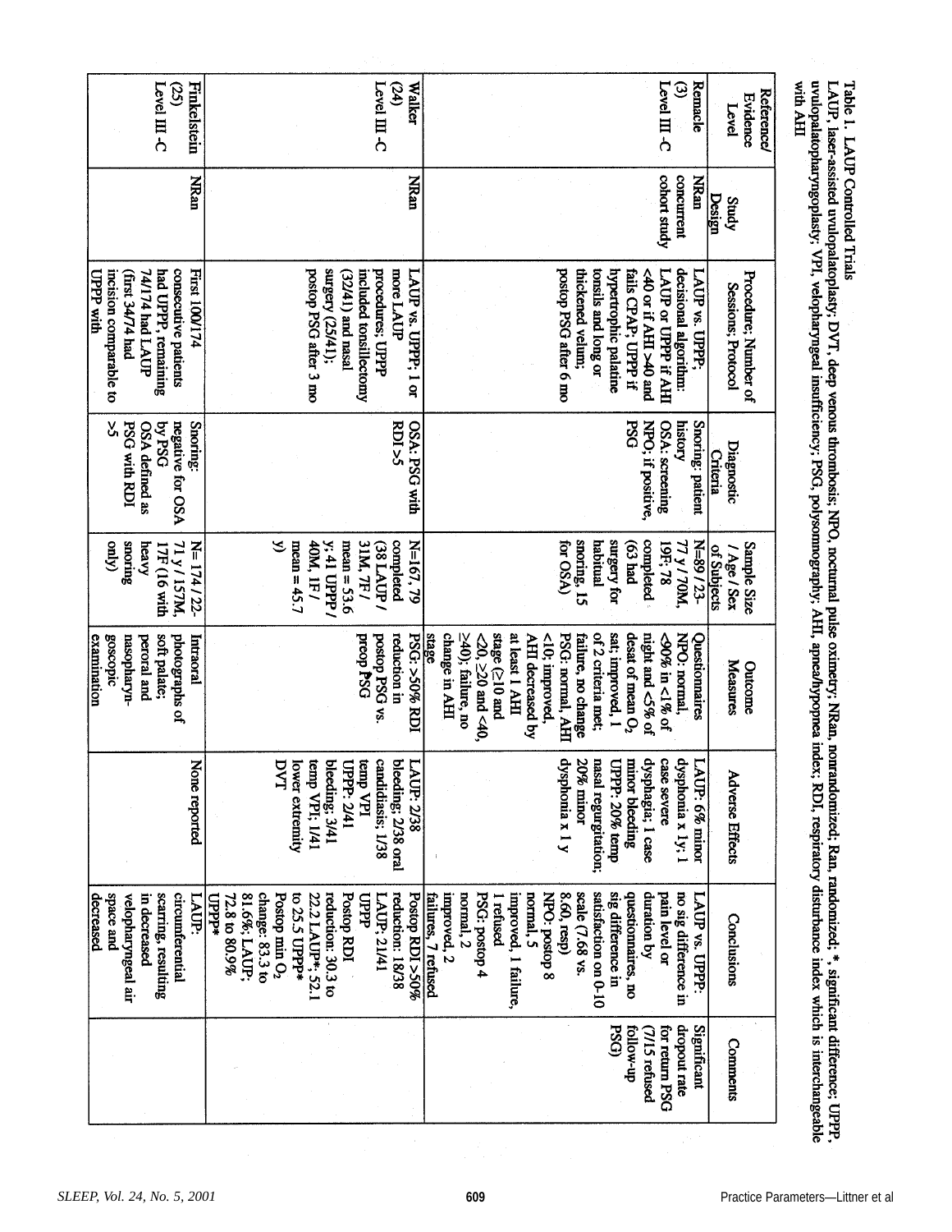Table 1. LAUP Controlled Trials

LAUP, laser-assisted uvulopalatoplasty; DVT, deep venous thrombosis; NPO, nocturnal pulse oximetry; NRan, nonrandomized; Ran, randomized; *, significant difference; UPPP, uvulopalatopharyngoplasty; VPI, velopharyngeal insufficiency; PSG, polysomnography; AHI, apnea/hypopnea index; RDI, respiratory disturbance index which is interchangeable with AHI

| Reference/ Evidence Level | Study Design | Procedure; Number of Sessions; Protocol | Diagnostic Criteria | Sample Size / Age / Sex of Subjects | Outcome Measures | Adverse Effects | Conclusions | Comments |
|---|---|---|---|---|---|---|---|---|
| Remacle (3) Level III -C | NRan concurrent cohort study | LAUP vs. UPPP; decisional algorithm: LAUP or UPPP if AHI <40 or if AHI >40 and fails CPAP; UPPP if hypertrophic palatine tonsils and long or thickened velum; postop PSG after 6 mo | Snoring: patient history OSA: screening NPO; if positive, PSG | N=89 / 23-77 y / 70M, 19F; 78 completed (63 had surgery for habitual snoring, 15 for OSA) | Questionnaires NPO: normal, <90% in <1% of night and <5% of desat of mean $O_2$ sat; improved, 1 of 2 criteria met; failure, no change PSG: normal, AHI <10; improved, AHI decreased by at least 1 AHI stage (≤10 and <20, ≥20 and <40, ≥40); failure, no change in AHI stage | LAUP: 6% minor dysphonia x 1y; 1 case severe dysphagia; 1 case minor bleeding UPPP: 20% temp nasal regurgitation; 20% minor dysphonia x 1 y | LAUP vs. UPPP: no sig difference in pain level or duration by questionnaires, no sig difference in satisfaction on 0-10 scale (7.68 vs. 8.60, resp) NPO: postop 8 normal, 5 improved, 1 failure, 1 refused PSG: postop 4 normal, 2 improved, 2 failures, 7 refused | Significant dropout rate for return PSG (7/15 refused follow-up PSG) |
| Walker (24) Level III -C | NRan | LAUP vs. UPPP; 1 or more LAUP procedures; UPPP included tonsillectomy (32/41) and nasal surgery (25/41); postop PSG after 3 mo | OSA: PSG with RDI >5 | N=167, 79 completed (38 LAUP / 31M, 7F / mean = 53.6 y; 41 UPPP / 40M, 1F / mean = 45.7 y) | PSG: >50% RDI reduction in postop PSG vs. preop PSG | LAUP: 2/38 bleeding; 2/38 oral candidiasis; 1/38 temp VPI UPPP: 2/41 bleeding; 3/41 temp VPI; 1/41 lower extremity DVT | Postop RDI >50% reduction: 18/38 LAUP; 21/41 UPPP Postop RDI reduction: 30.3 to 22.2 LAUP*; 52.1 to 25.5 UPPP* Postop min $O_2$ change: 83.3 to 81.6% LAUP; 72.8 to 80.9% UPPP* | |
| Finkelstein (25) Level III -C | NRan | First 100/174 consecutive patients had UPPP, remaining 74/174 had LAUP (first 34/74 had incision comparable to UPPP with | Snoring: negative for OSA by PSG OSA defined as PSG with RDI >5 | N= 174 / 22-71 y / 157M, 17F (16 with heavy snoring only) | Intraoral photographs of soft palate; peroral and nasopharyngoscopic examination | None reported | LAUP: circumferential scarring, resulting in decreased velopharyngeal air space and decreased | |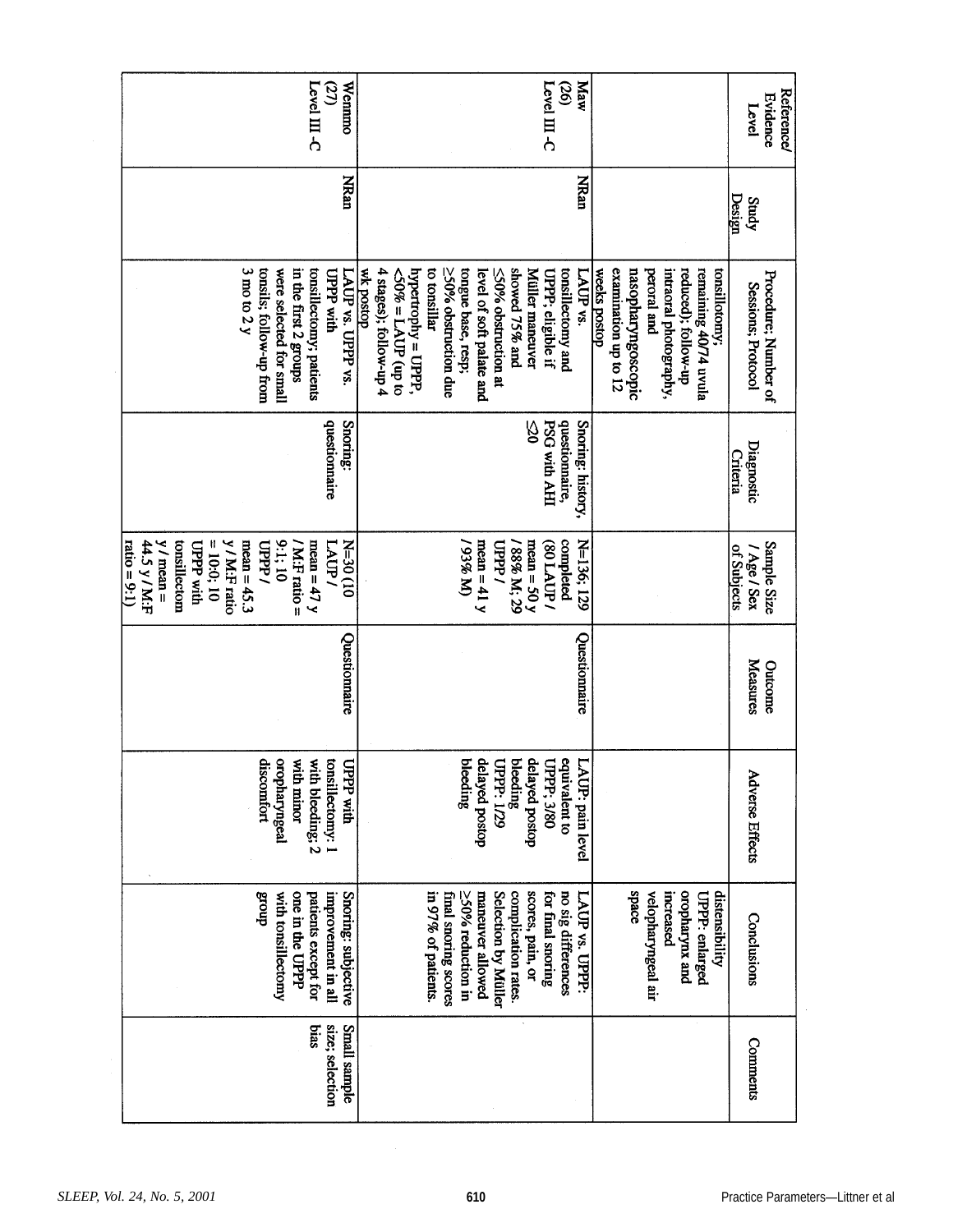| Reference/ Evidence Level | Study Design | Procedure: Number of Sessions; Protocol | Diagnostic Criteria | Sample Size / Age / Sex of Subjects | Outcome Measures | Adverse Effects | Conclusions | Comments |
|---|---|---|---|---|---|---|---|---|
| | | tonsillotomy; remaining 40/74 uvula reduced); follow-up intraoral photography, peroral and nasopharyngoscopic examination up to 12 weeks postop | | | | | distensibility UPPP: enlarged oropharynx and increased velopharyngeal air space | |
| Maw (26) Level III -C | NRan | LAUP vs. tonsillectomy and UPPP, eligible if Müller maneuver showed 75% and ≤50% obstruction at level of soft palate and tongue base, resp; ≥50% obstruction due to tonsillar hypertrophy = UPPP, <50% = LAUP (up to 4 stages); follow-up 4 wk postop | Snoring: history, questionnaire, PSG with AHI ≤20 | N=136; 129 completed (80 LAUP / mean = 50 y / 88% M; 29 UPPP / mean = 41 y / 93% M) | Questionnaire | LAUP: pain level equivalent to UPPP; 3/80 delayed postop bleeding UPPP: 1/29 delayed postop bleeding | LAUP vs. UPPP: no sig differences for final snoring scores, pain, or complication rates. Selection by Müller maneuver allowed ≥50% reduction in final snoring scores in 97% of patients. | |
| Wennmo (27) Level III -C | NRan | LAUP vs. UPPP vs. UPPP with tonsillectomy; patients in the first 2 groups were selected for small tonsils; follow-up from 3 mo to 2 y | Snoring: questionnaire | N=30 (10 LAUP / mean = 47 y / M:F ratio = 9:1; 10 UPPP / mean = 45.3 y / M:F ratio = 10:0; 10 UPPP with tonsillectom y / mean = 44.5 y / M:F ratio = 9:1) | Questionnaire | UPPP with tonsillectomy: 1 with bleeding; 2 with minor oropharyngeal discomfort | Snoring: subjective improvement in all patients except for one in the UPPP with tonsillectomy group | Small sample size; selection bias |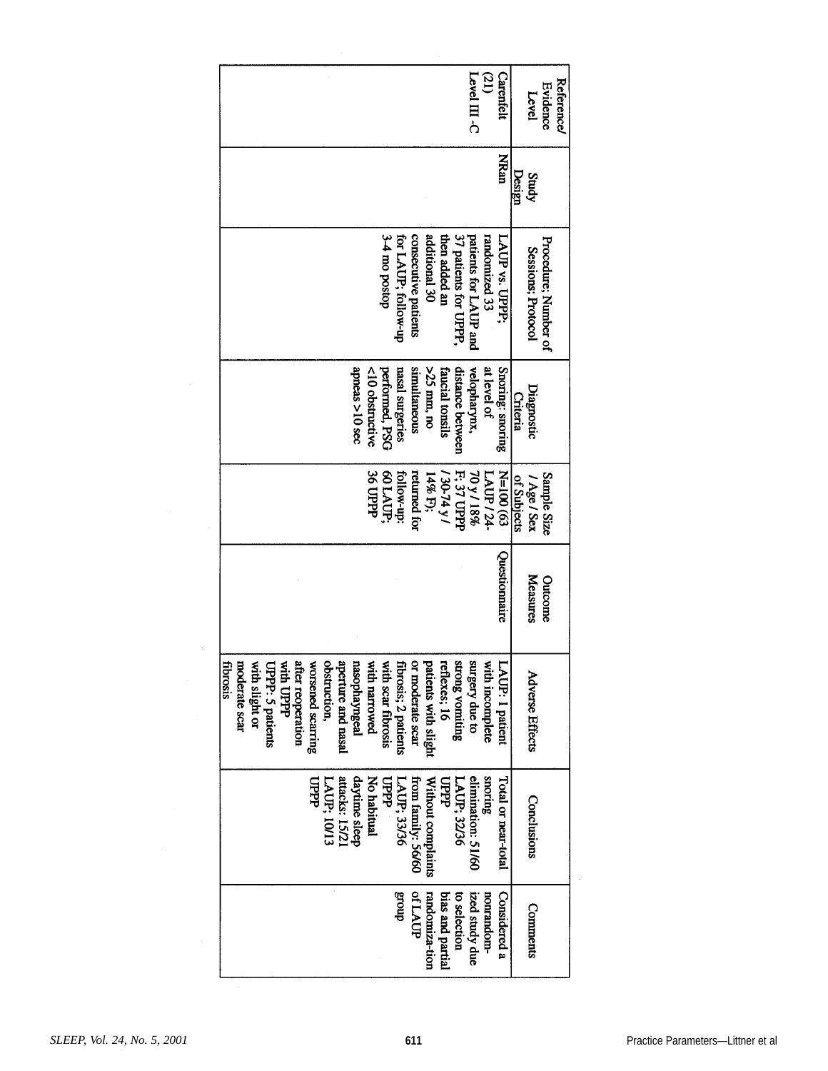| Reference/ Evidence Level | Study Design | Procedure; Number of Sessions; Protocol | Diagnostic Criteria | Sample Size / Age / Sex of Subjects | Outcome Measures | Adverse Effects | Conclusions | Comments |
|---|---|---|---|---|---|---|---|---|
| Carenfelt (21) Level III -C | NRan | LAUP vs. UPPP; randomized 33 patients for LAUP and 37 patients for UPPP, then added an additional 30 consecutive patients for LAUP; follow-up 3-4 mo postop | Snoring: snoring at level of velopharynx, distance between faucial tonsils >25 mm, no simultaneous nasal surgeries performed, PSG <10 obstructive apneas >10 sec | N=100 (63 LAUP / 24-70 y / 18% F; 37 UPPP / 30-74 y / 14% F); returned for follow-up: 60 LAUP; 36 UPPP | Questionnaire | LAUP: 1 patient with incomplete surgery due to strong vomiting reflexes; 16 patients with slight or moderate scar fibrosis; 2 patients with scar fibrosis with narrowed nasopharyngeal aperture and nasal obstruction, worsened scarring after reoperation with UPPP UPPP: 5 patients with slight or moderate scar fibrosis | Total or near-total snoring elimination: 51/60 LAUP; 32/36 UPPP Without complaints from family: 56/60 LAUP; 33/36 UPPP No habitual daytime sleep attacks: 15/21 LAUP; 10/13 UPPP | Considered a nonrandomized study due to selection bias and partial randomiza-tion of LAUP group |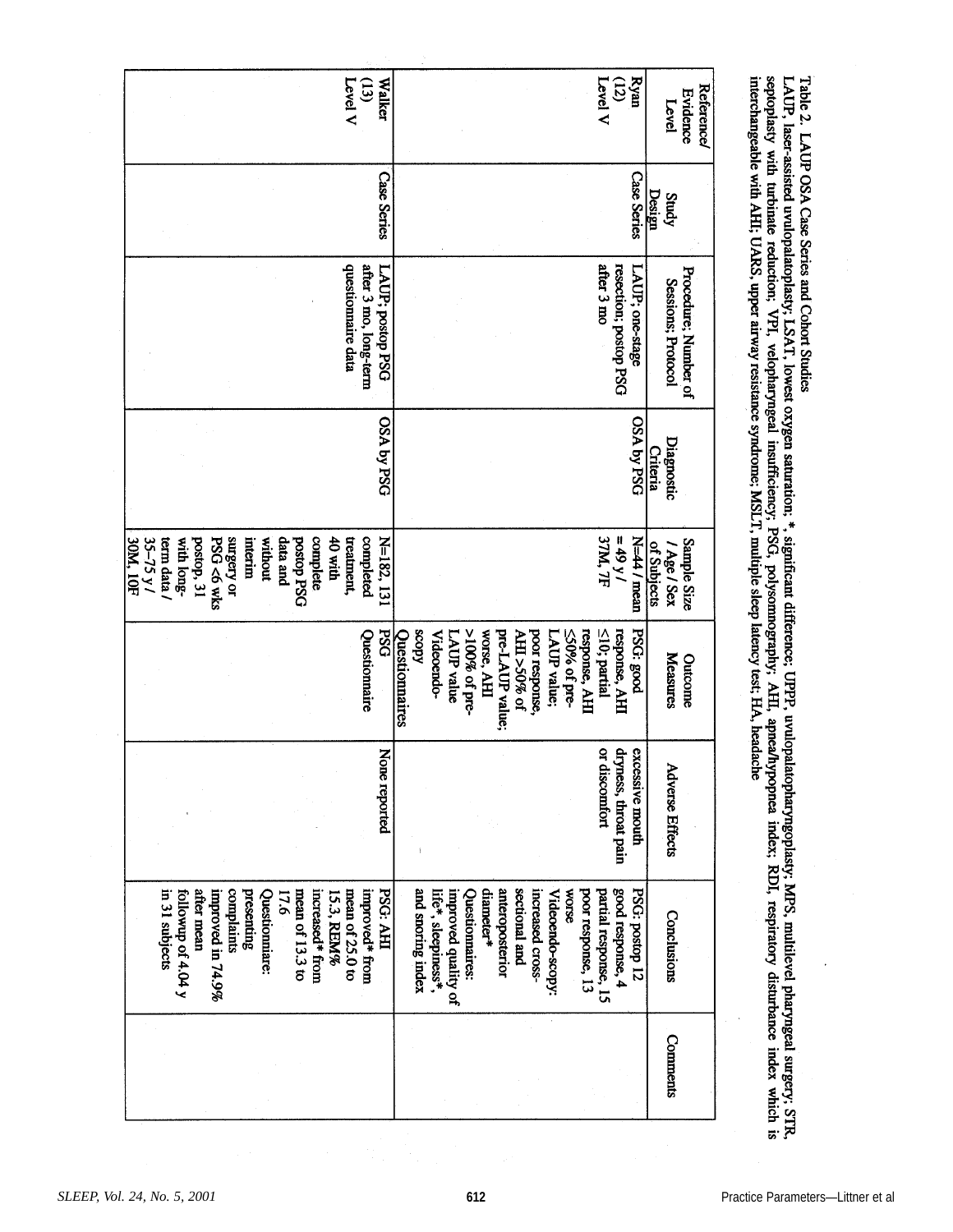Table 2. LAUP OSA Case Series and Cohort Studies
LAUP, laser-assisted uvulopalatoplasty; LSAT, lowest oxygen saturation; *, significant difference; UPPP, uvulopalatopharyngoplasty; MPS, multilevel pharyngeal surgery; STR, septoplasty with turbinate reduction; VPI, velopharyngeal insufficiency; PSG, polysomnography; AHI, apnea/hypopnea index; RDI, respiratory disturbance index which is interchangeable with AHI; UARS, upper airway resistance syndrome; MSLT, multiple sleep latency test; HA, headache

| Reference/ Evidence Level | Study Design | Procedure, Number of Sessions; Protocol | Diagnostic Criteria | Sample Size / Age / Sex of Subjects | Outcome Measures | Adverse Effects | Conclusions | Comments |
|---|---|---|---|---|---|---|---|---|
| Ryan (12) Level V | Case Series | LAUP, one-stage resection; postop PSG after 3 mo | OSA by PSG | N=44 / mean = 49 y / 37M, 7F | PSG: good response, AHI ≤10; partial response, AHI ≤50% of pre-LAUP value; poor response, AHI >50% of pre-LAUP value; worse, AHI >100% of pre-LAUP value Videoendo-scopy Questionnaires | excessive mouth dryness, throat pain or discomfort | PSG: postop 12 good response, 4 partial response, 15 poor response, 13 worse Videoendo-scopy: increased cross-sectional and anteroposterior diameter* Questionnaires: improved quality of life*, sleepiness*, and snoring index | |
| Walker (13) Level V | Case Series | LAUP, postop PSG after 3 mo, long-term questionnaire data | OSA by PSG | N=182, 131 completed treatment, 40 with complete postop PSG data and without interim surgery or PSG <6 wks postop, 31 with long-term data / 35–75 y / 30M, 10F | PSG Questionnaire | None reported | PSG: AHI improved* from mean of 25.0 to 15.3, REM% increased* from mean of 13.3 to 17.6 Questionnaire: presenting complaints improved in 74.9% after mean followup of 4.04 y in 31 subjects | |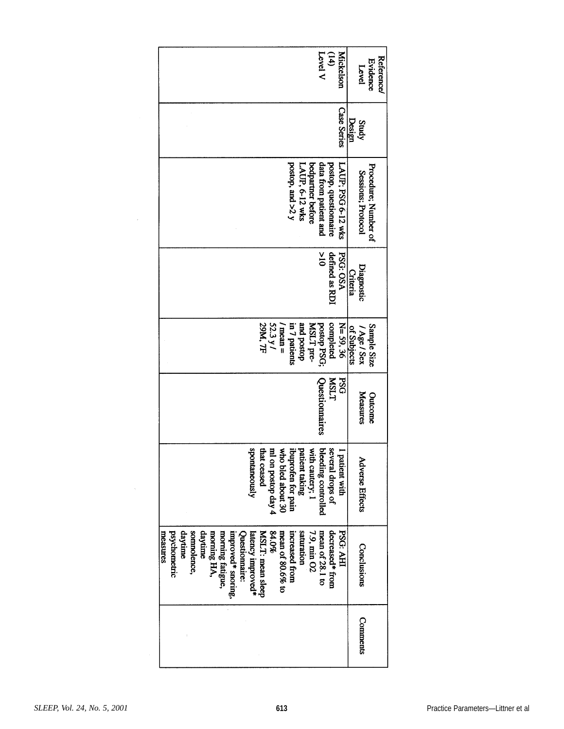| Reference/ Evidence Level | Study Design | Procedure; Number of Sessions; Protocol | Diagnostic Criteria | Sample Size / Age / Sex of Subjects | Outcome Measures | Adverse Effects | Conclusions | Comments |
|---|---|---|---|---|---|---|---|---|
| Mickelson (14) Level V | Case Series | LAUP; PSG 6-12 wks postop, questionnaire data from patient and bedpartner before LAUP, 6-12 wks postop, and >2 y | PSG: OSA defined as RDI >10 | N= 59, 36 completed postop PSG; MSLT pre- and postop in 7 patients / mean = 52.3 y / 29M, 7F | PSG MSLT Questionnaires | 1 patient with several drops of bleeding controlled with cautery; 1 patient taking ibuprofen for pain who bled about 30 ml on postop day 4 that ceased spontaneously | PSG: AHI decreased* from mean of 28.1 to 7.9, min O2 saturation increased from mean of 80.6% to 84.0% MSLT: mean sleep latency improved* Questionnaire: improved* snoring, morning fatigue, morning HA, daytime somnolence, daytime psychometric measures | |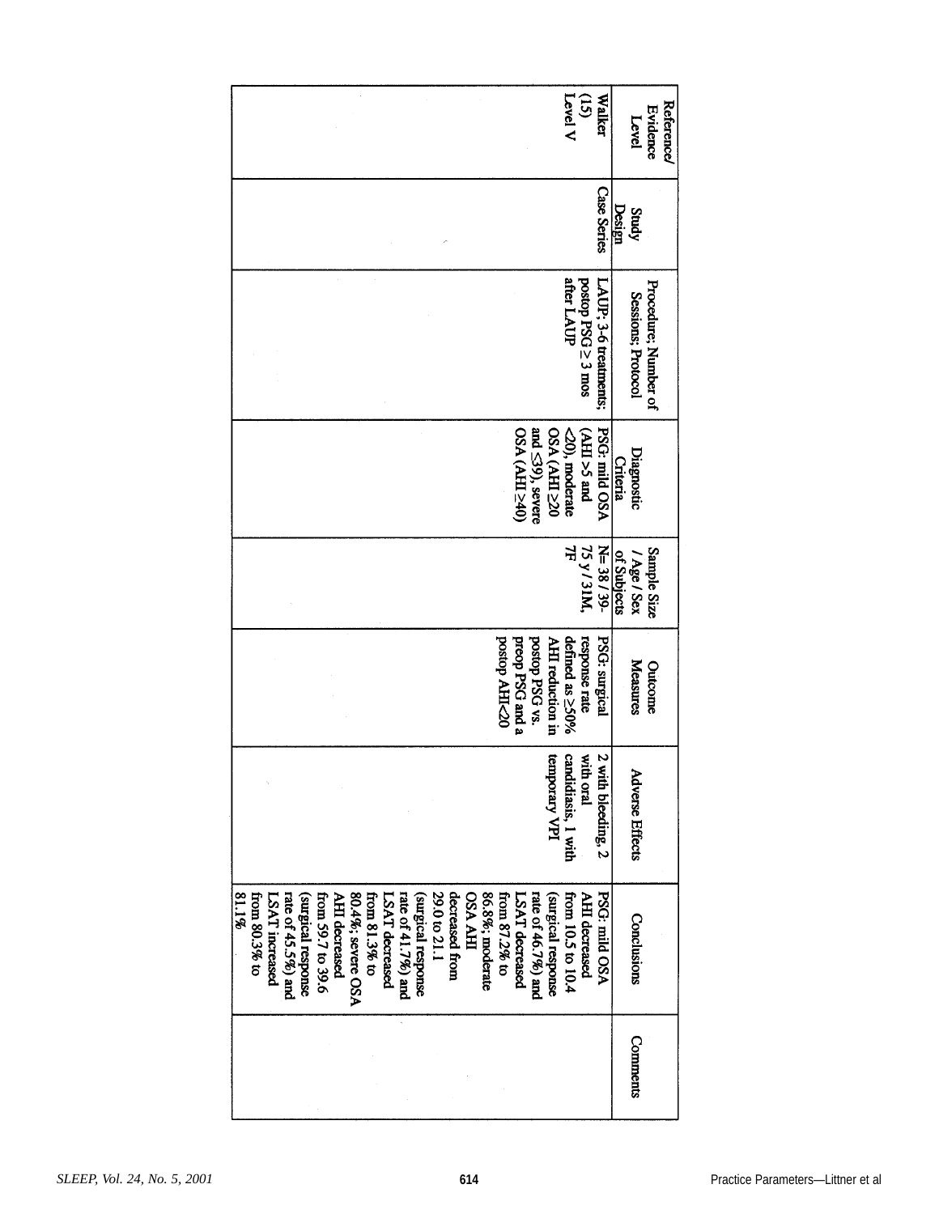| Reference/ Evidence Level | Study Design | Procedure; Number of Sessions; Protocol | Diagnostic Criteria | Sample Size / Age / Sex of Subjects | Outcome Measures | Adverse Effects | Conclusions | Comments |
|---|---|---|---|---|---|---|---|---|
| Walker (15) Level V | Case Series | LAUP- 3-6 treatments; postop PSG ≥ 3 mos after LAUP | PSG: mild OSA (AHI >5 and <20), moderate OSA (AHI ≥20 and ≤39), severe OSA (AHI ≥40) | N= 38 / 39-75 y / 31M, 7F | PSG: surgical response rate defined as ≥50% AHI reduction in postop PSG vs. preop PSG and a postop AHI<20 | 2 with bleeding, 2 with oral candidiasis, 1 with temporary VPI | PSG: mild OSA AHI decreased from 10.5 to 10.4 (surgical response rate of 46.7%) and LSAT decreased from 87.2% to 86.8%; moderate OSA AHI decreased from 29.0 to 21.1 (surgical response rate of 41.7%) and LSAT decreased from 81.3% to 80.4%; severe OSA AHI decreased from 59.7 to 39.6 (surgical response rate of 45.5%) and LSAT increased from 80.3% to 81.1% | |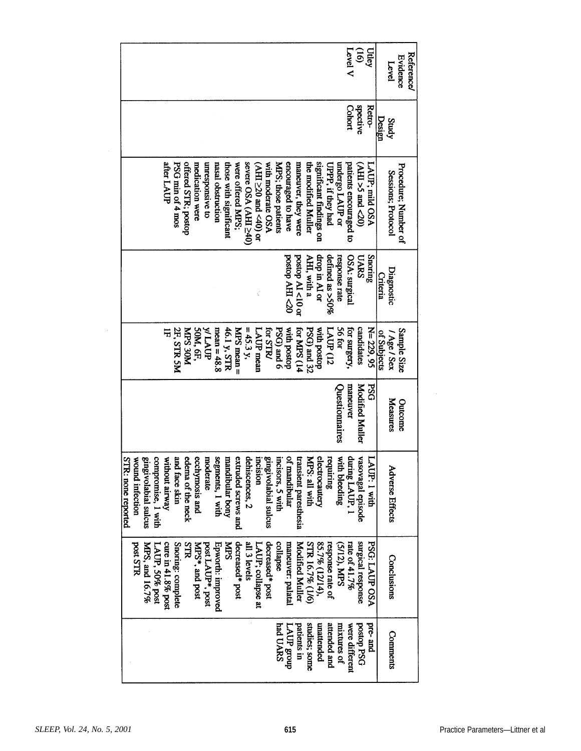| Reference/ Evidence Level | Study Design | Procedure; Number of Sessions; Protocol | Diagnostic Criteria | Sample Size / Age / Sex of Subjects | Outcome Measures | Adverse Effects | Conclusions | Comments |
|---|---|---|---|---|---|---|---|---|
| Utley (16) Level V | Retro-spective Cohort | LAUP: mild OSA (AHI >5 and <20) patients encouraged to undergo LAUP or UPPP, if they had significant findings on the modified Muller maneuver, they were encouraged to have MPS; those patients with moderate OSA (AHI ≥20 and <40) or severe OSA (AHI ≥40) were offered MPS; those with significant nasal obstruction unresponsive to medication were offered STR; postop PSG min of 4 mos after LAUP | Snoring UARS OSA: surgical response rate defined as >50% drop in AI or AHI, with a postop AI <10 or postop AHI <20 | N= 229, 95 candidates for surgery, 56 for LAUP (12 with postop PSG) and 32 for MPS (14 with postop PSG) and 6 for STR/ LAUP mean = 45.3 y, MPS mean = 46.1 y, STR mean = 48.8 y/ LAUP 50M, 6F, MPS 30M 2F, STR 5M 1F | PSG Modified Muller maneuver Questionnaires | LAUP: 1 with vasovagal episode during LAUP, 1 with bleeding requiring electrocautery MPS: all with transient paresthesia of mandibular incisors, 5 with gingivolabial sulcus incision dehiscences, 2 extruded screws and mandibular bony segments, 1 with moderate ecchymosis and edema of the neck and face skin without airway compromise, 1 with gingivolabial sulcus wound infection STR: none reported | PSG: LAUP OSA surgical response rate of 41.7% (5/12), MPS response rate of 85.7% (12/14), STR 16.7% (1/6) Modified Muller maneuver: palatal collapse decreased* post LAUP; collapse at all 3 levels decreased* post MPS Epworth: improved post LAUP*, post MPS*, and post STR Snoring: complete cure in 41.8% post LAUP, 50% post MPS, and 16.7% post STR | pre- and postop PSG were different mixtures of attended and unattended studies; some patients in LAUP group had UARS |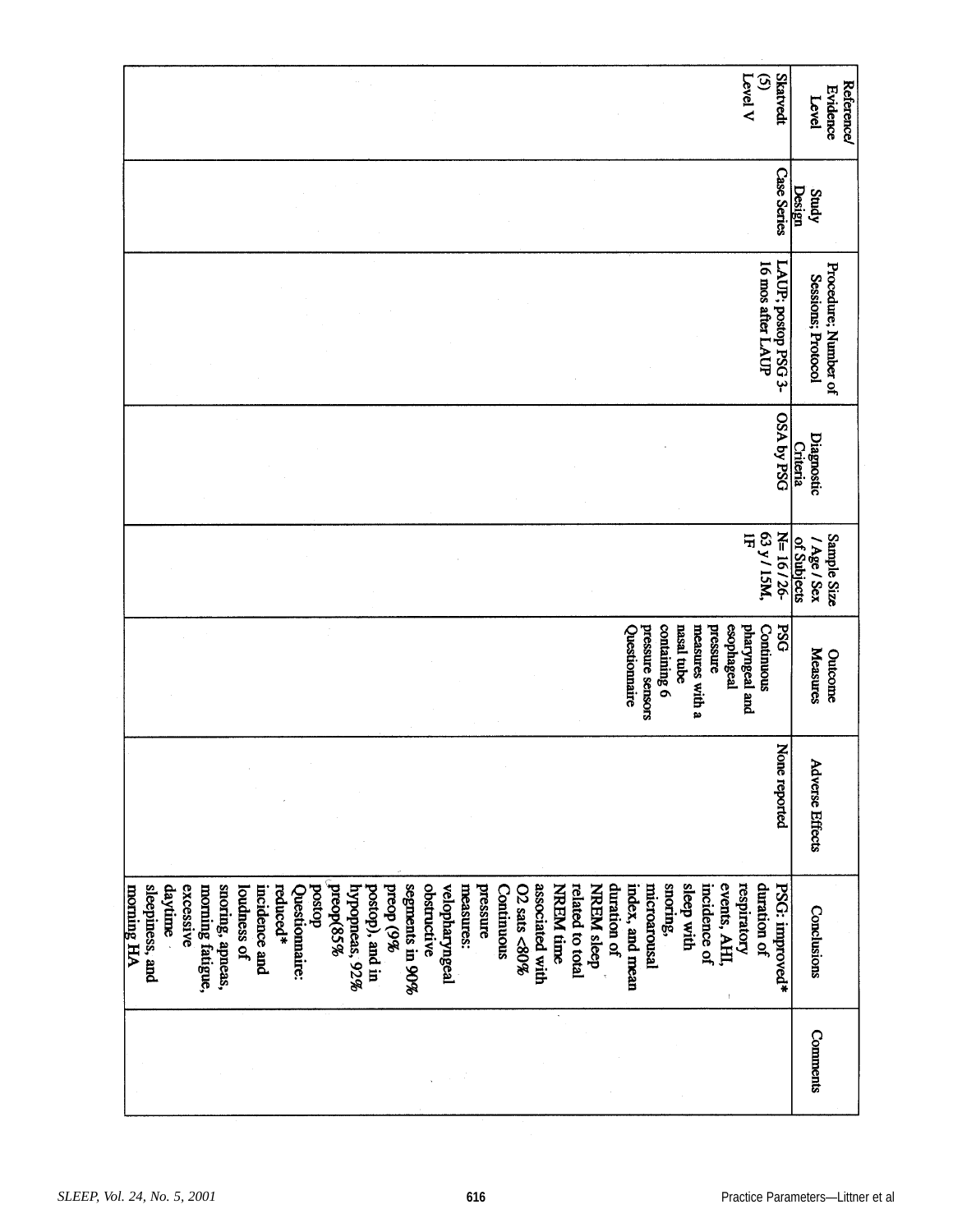| Reference/ Evidence Level | Study Design | Procedure; Number of Sessions; Protocol | Diagnostic Criteria | Sample Size / Age / Sex of Subjects | Outcome Measures | Adverse Effects | Conclusions | Comments |
|---|---|---|---|---|---|---|---|---|
| Skatvedt (5) Level V | Case Series | LAUP; postop PSG 3-16 mos after LAUP | OSA by PSG | N= 16 / 26-63 y / 15M, 1F | PSG Continuous pharyngeal and esophageal pressure measures with a nasal tube containing 6 pressure sensors Questionnaire | None reported | PSG: improved* duration of respiratory events, AHI, incidence of sleep with snoring, microarousal index, and mean duration of NREM sleep related to total NREM time associated with O2 sats <80% Continuous pressure measures: velopharyngeal obstructive segments in 90% preop (9% postop), and in hypopneas, 92% preop(85% postop Questionnaire: reduced* incidence and loudness of snoring, apneas, morning fatigue, excessive daytime sleepiness, and morning HA | |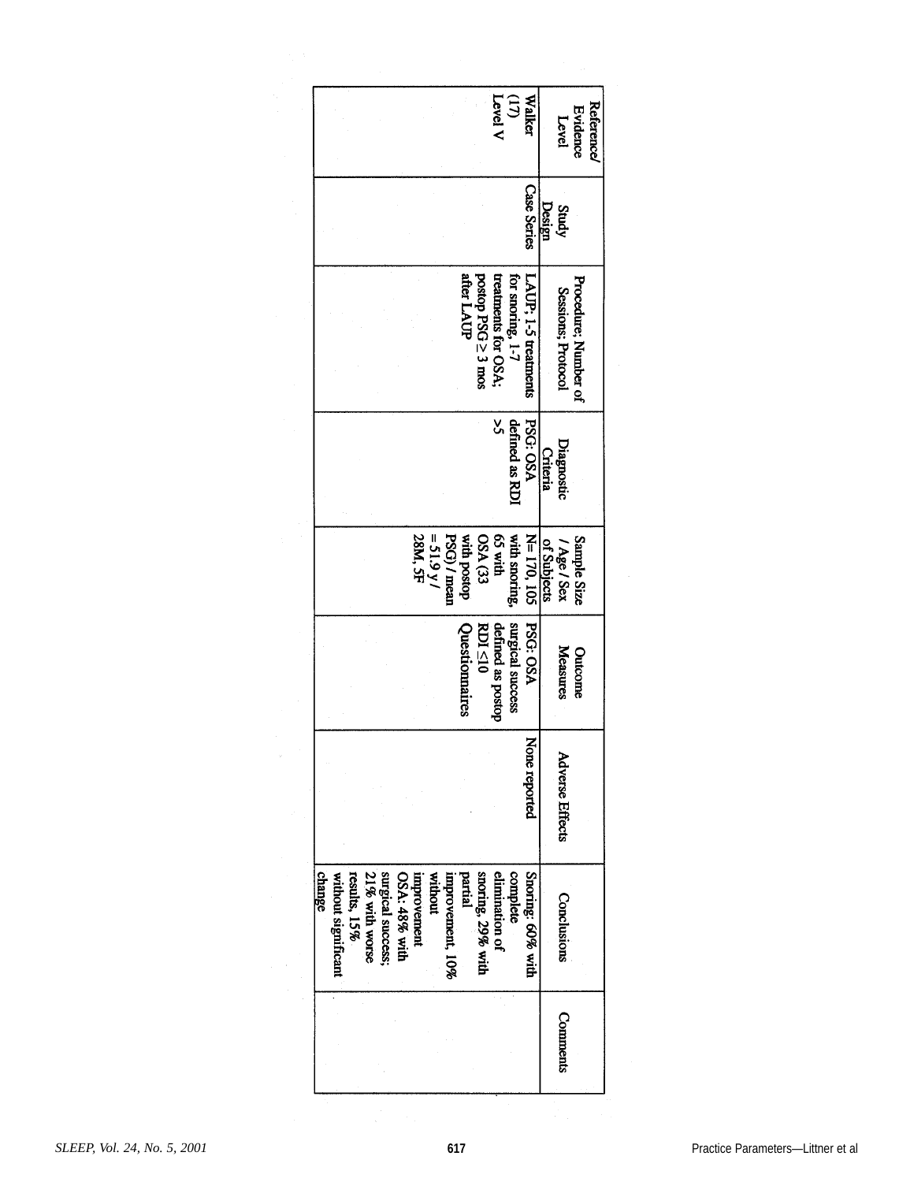| Reference/ Evidence Level | Study Design | Procedure; Number of Sessions; Protocol | Diagnostic Criteria | Sample Size / Age / Sex of Subjects | Outcome Measures | Adverse Effects | Conclusions | Comments |
|---|---|---|---|---|---|---|---|---|
| Walker (17) Level V | Case Series | LAUP; 1-5 treatments for snoring, 1-7 treatments for OSA; postop PSG ≥ 3 mos after LAUP | PSG: OSA defined as RDI >5 | N= 170, 105 with snoring, 65 with OSA (33 with postop PSG) / mean = 51.9 y / 28M, 5F | PSG: OSA surgical success defined as postop RDI ≤10 Questionnaires | None reported | Snoring: 60% with complete elimination of snoring, 29% with partial improvement, 10% without improvement OSA: 48% with surgical success; 21% with worse results, 15% without significant change | |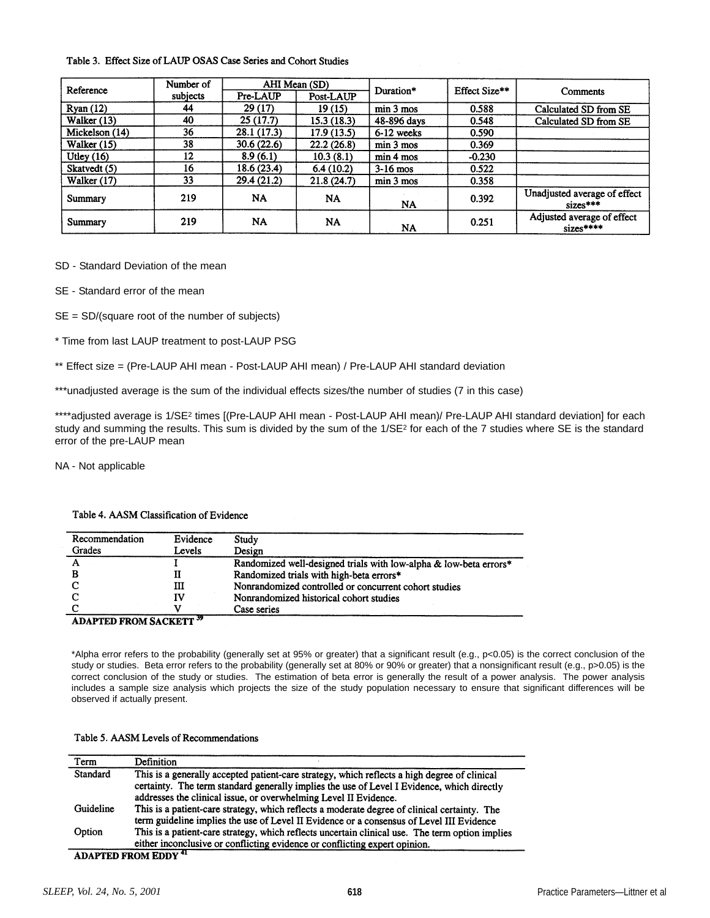Table 3. Effect Size of LAUP OSAS Case Series and Cohort Studies

| Reference | Number of subjects | AHI Mean (SD) | | Duration* | Effect Size** | Comments |
|---|---|---|---|---|---|---|
| | | Pre-LAUP | Post-LAUP | | | |
| Ryan (12) | 44 | 29 (17) | 19 (15) | min 3 mos | 0.588 | Calculated SD from SE |
| Walker (13) | 40 | 25 (17.7) | 15.3 (18.3) | 48-896 days | 0.548 | Calculated SD from SE |
| Mickelson (14) | 36 | 28.1 (17.3) | 17.9 (13.5) | 6-12 weeks | 0.590 | |
| Walker (15) | 38 | 30.6 (22.6) | 22.2 (26.8) | min 3 mos | 0.369 | |
| Utley (16) | 12 | 8.9 (6.1) | 10.3 (8.1) | min 4 mos | -0.230 | |
| Skatvedt (5) | 16 | 18.6 (23.4) | 6.4 (10.2) | 3-16 mos | 0.522 | |
| Walker (17) | 33 | 29.4 (21.2) | 21.8 (24.7) | min 3 mos | 0.358 | |
| Summary | 219 | NA | NA | NA | 0.392 | Unadjusted average of effect sizes*** |
| Summary | 219 | NA | NA | NA | 0.251 | Adjusted average of effect sizes**** |

SD - Standard Deviation of the mean

SE - Standard error of the mean

SE = SD/(square root of the number of subjects)

\* Time from last LAUP treatment to post-LAUP PSG

\** Effect size = (Pre-LAUP AHI mean - Post-LAUP AHI mean) / Pre-LAUP AHI standard deviation

\***unadjusted average is the sum of the individual effects sizes/the number of studies (7 in this case)

\****adjusted average is $1/SE^2$ times [(Pre-LAUP AHI mean - Post-LAUP AHI mean)/ Pre-LAUP AHI standard deviation] for each study and summing the results. This sum is divided by the sum of the $1/SE^2$ for each of the 7 studies where SE is the standard error of the pre-LAUP mean

NA - Not applicable

Table 4. AASM Classification of Evidence

| Recommendation Grades | Evidence Levels | Study Design |
|---|---|---|
| A | I | Randomized well-designed trials with low-alpha & low-beta errors* |
| B | II | Randomized trials with high-beta errors* |
| C | III | Nonrandomized controlled or concurrent cohort studies |
| C | IV | Nonrandomized historical cohort studies |
| C | V | Case series |

**ADAPTED FROM SACKETT [39]**

\*Alpha error refers to the probability (generally set at 95% or greater) that a significant result (e.g., $p<0.05$) is the correct conclusion of the study or studies. Beta error refers to the probability (generally set at 80% or 90% or greater) that a nonsignificant result (e.g., $p>0.05$) is the correct conclusion of the study or studies. The estimation of beta error is generally the result of a power analysis. The power analysis includes a sample size analysis which projects the size of the study population necessary to ensure that significant differences will be observed if actually present.

Table 5. AASM Levels of Recommendations

| Term | Definition |
|---|---|
| Standard | This is a generally accepted patient-care strategy, which reflects a high degree of clinical certainty. The term standard generally implies the use of Level I Evidence, which directly addresses the clinical issue, or overwhelming Level II Evidence. |
| Guideline | This is a patient-care strategy, which reflects a moderate degree of clinical certainty. The term guideline implies the use of Level II Evidence or a consensus of Level III Evidence |
| Option | This is a patient-care strategy, which reflects uncertain clinical use. The term option implies either inconclusive or conflicting evidence or conflicting expert opinion. |

**ADAPTED FROM EDDY [41]**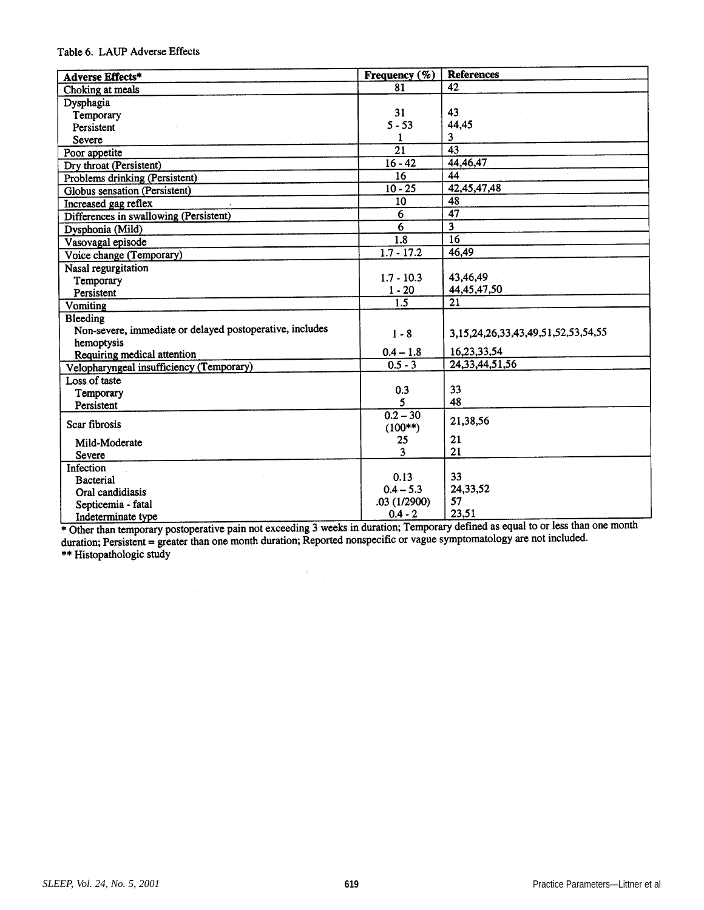Table 6. LAUP Adverse Effects

| Adverse Effects* | Frequency (%) | References |
|---|---|---|
| Choking at meals | 81 | 42 |
| Dysphagia | | |
| Temporary | 31 | 43 |
| Persistent | 5 - 53 | 44,45 |
| Severe | 1 | 3 |
| Poor appetite | 21 | 43 |
| Dry throat (Persistent) | 16 - 42 | 44,46,47 |
| Problems drinking (Persistent) | 16 | 44 |
| Globus sensation (Persistent) | 10 - 25 | 42,45,47,48 |
| Increased gag reflex | 10 | 48 |
| Differences in swallowing (Persistent) | 6 | 47 |
| Dysphonia (Mild) | 6 | 3 |
| Vasovagal episode | 1.8 | 16 |
| Voice change (Temporary) | 1.7 - 17.2 | 46,49 |
| Nasal regurgitation | | |
| Temporary | 1.7 - 10.3 | 43,46,49 |
| Persistent | 1 - 20 | 44,45,47,50 |
| Vomiting | 1.5 | 21 |
| Bleeding | | |
| Non-severe, immediate or delayed postoperative, includes hemoptysis | 1 - 8 | 3,15,24,26,33,43,49,51,52,53,54,55 |
| Requiring medical attention | 0.4 – 1.8 | 16,23,33,54 |
| Velopharyngeal insufficiency (Temporary) | 0.5 - 3 | 24,33,44,51,56 |
| Loss of taste | | |
| Temporary | 0.3 | 33 |
| Persistent | 5 | 48 |
| Scar fibrosis | 0.2 – 30 (100**) | 21,38,56 |
| Mild-Moderate | 25 | 21 |
| Severe | 3 | 21 |
| Infection | | |
| Bacterial | 0.13 | 33 |
| Oral candidiasis | 0.4 – 5.3 | 24,33,52 |
| Septicemia - fatal | .03 (1/2900) | 57 |
| Indeterminate type | 0.4 - 2 | 23,51 |

* Other than temporary postoperative pain not exceeding 3 weeks in duration; Temporary defined as equal to or less than one month duration; Persistent = greater than one month duration; Reported nonspecific or vague symptomatology are not included.

** Histopathologic study